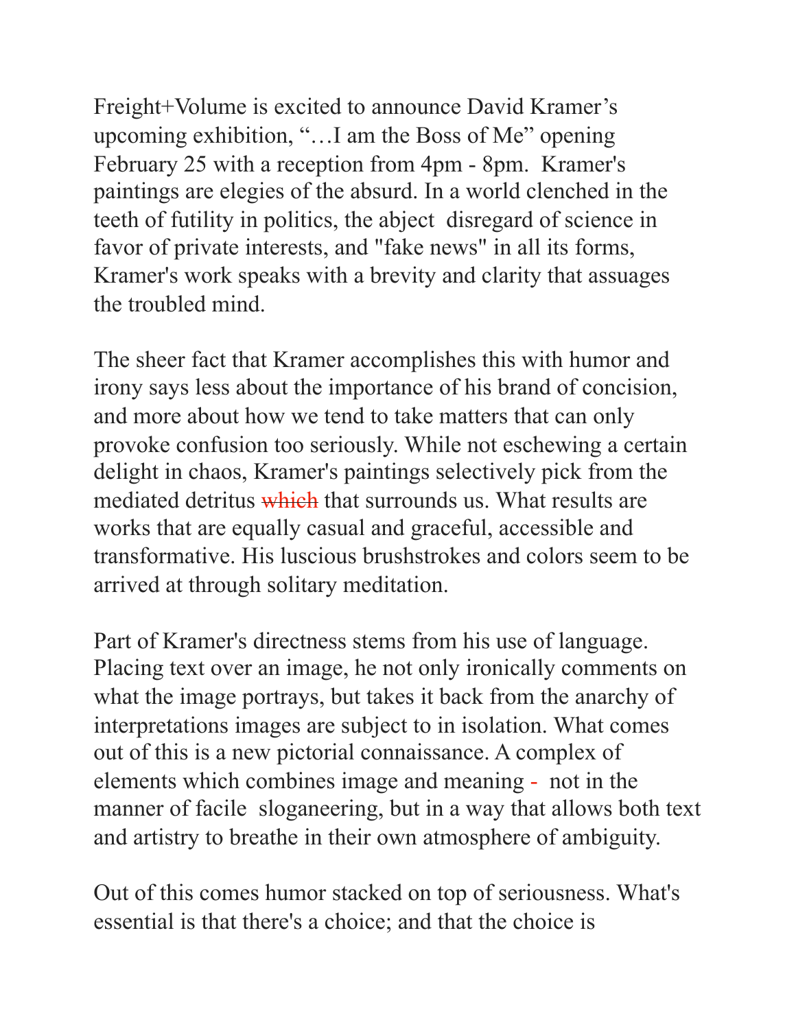Freight+Volume is excited to announce David Kramer's upcoming exhibition, "…I am the Boss of Me" opening February 25 with a reception from 4pm - 8pm. Kramer's paintings are elegies of the absurd. In a world clenched in the teeth of futility in politics, the abject disregard of science in favor of private interests, and "fake news" in all its forms, Kramer's work speaks with a brevity and clarity that assuages the troubled mind.

The sheer fact that Kramer accomplishes this with humor and irony says less about the importance of his brand of concision, and more about how we tend to take matters that can only provoke confusion too seriously. While not eschewing a certain delight in chaos, Kramer's paintings selectively pick from the mediated detritus ~~which~~ that surrounds us. What results are works that are equally casual and graceful, accessible and transformative. His luscious brushstrokes and colors seem to be arrived at through solitary meditation.

Part of Kramer's directness stems from his use of language. Placing text over an image, he not only ironically comments on what the image portrays, but takes it back from the anarchy of interpretations images are subject to in isolation. What comes out of this is a new pictorial connaissance. A complex of elements which combines image and meaning - not in the manner of facile sloganeering, but in a way that allows both text and artistry to breathe in their own atmosphere of ambiguity.

Out of this comes humor stacked on top of seriousness. What's essential is that there's a choice; and that the choice is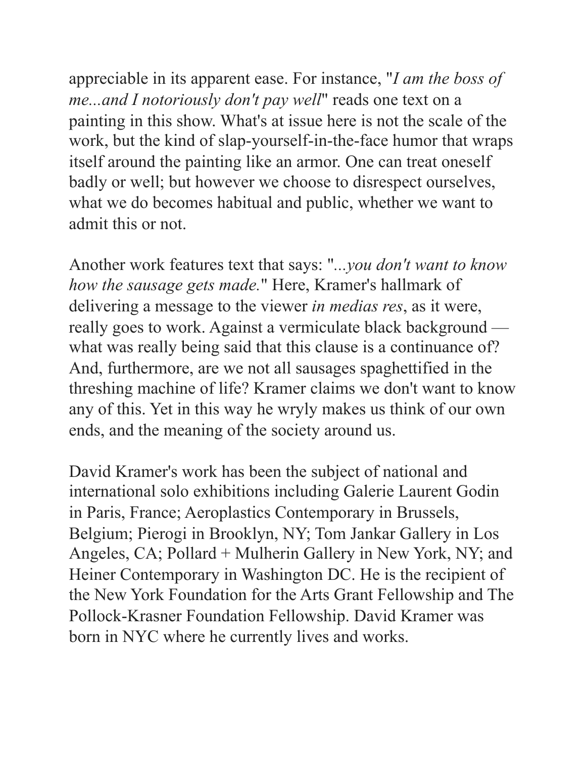appreciable in its apparent ease. For instance, "*I am the boss of me...and I notoriously don't pay well*" reads one text on a painting in this show. What's at issue here is not the scale of the work, but the kind of slap-yourself-in-the-face humor that wraps itself around the painting like an armor. One can treat oneself badly or well; but however we choose to disrespect ourselves, what we do becomes habitual and public, whether we want to admit this or not.

Another work features text that says: "*...you don't want to know how the sausage gets made.*" Here, Kramer's hallmark of delivering a message to the viewer *in medias res*, as it were, really goes to work. Against a vermiculate black background — what was really being said that this clause is a continuance of? And, furthermore, are we not all sausages spaghettified in the threshing machine of life? Kramer claims we don't want to know any of this. Yet in this way he wryly makes us think of our own ends, and the meaning of the society around us.

David Kramer's work has been the subject of national and international solo exhibitions including Galerie Laurent Godin in Paris, France; Aeroplastics Contemporary in Brussels, Belgium; Pierogi in Brooklyn, NY; Tom Jankar Gallery in Los Angeles, CA; Pollard + Mulherin Gallery in New York, NY; and Heiner Contemporary in Washington DC. He is the recipient of the New York Foundation for the Arts Grant Fellowship and The Pollock-Krasner Foundation Fellowship. David Kramer was born in NYC where he currently lives and works.